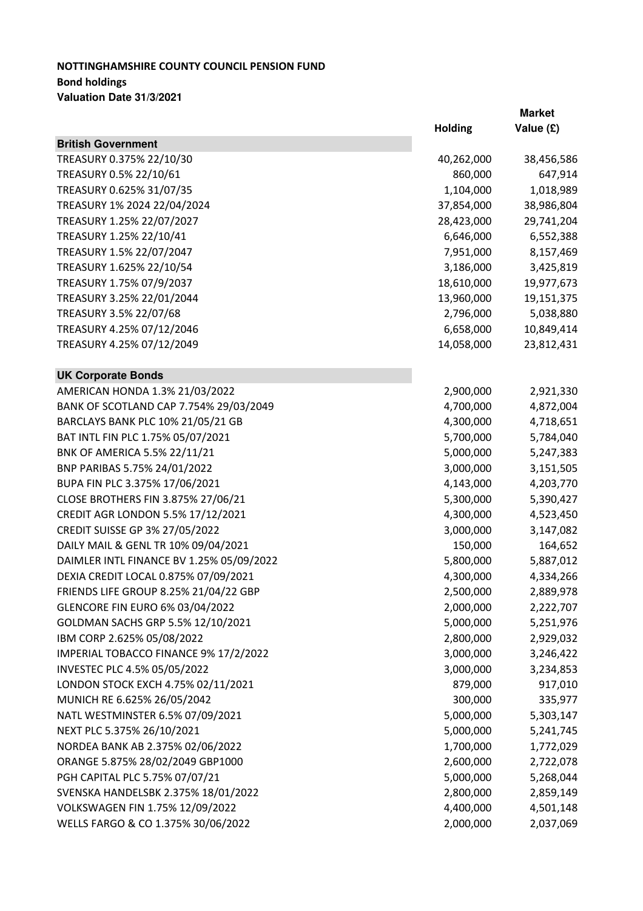**NOTTINGHAMSHIRE COUNTY COUNCIL PENSION FUND**
**Bond holdings**
**Valuation Date 31/3/2021**

| | Holding | Market Value (£) |
|---|---|---|
| **British Government** | | |
| TREASURY 0.375% 22/10/30 | 40,262,000 | 38,456,586 |
| TREASURY 0.5% 22/10/61 | 860,000 | 647,914 |
| TREASURY 0.625% 31/07/35 | 1,104,000 | 1,018,989 |
| TREASURY 1% 2024 22/04/2024 | 37,854,000 | 38,986,804 |
| TREASURY 1.25% 22/07/2027 | 28,423,000 | 29,741,204 |
| TREASURY 1.25% 22/10/41 | 6,646,000 | 6,552,388 |
| TREASURY 1.5% 22/07/2047 | 7,951,000 | 8,157,469 |
| TREASURY 1.625% 22/10/54 | 3,186,000 | 3,425,819 |
| TREASURY 1.75% 07/9/2037 | 18,610,000 | 19,977,673 |
| TREASURY 3.25% 22/01/2044 | 13,960,000 | 19,151,375 |
| TREASURY 3.5% 22/07/68 | 2,796,000 | 5,038,880 |
| TREASURY 4.25% 07/12/2046 | 6,658,000 | 10,849,414 |
| TREASURY 4.25% 07/12/2049 | 14,058,000 | 23,812,431 |
| | | |
| **UK Corporate Bonds** | | |
| AMERICAN HONDA 1.3% 21/03/2022 | 2,900,000 | 2,921,330 |
| BANK OF SCOTLAND CAP 7.754% 29/03/2049 | 4,700,000 | 4,872,004 |
| BARCLAYS BANK PLC 10% 21/05/21 GB | 4,300,000 | 4,718,651 |
| BAT INTL FIN PLC 1.75% 05/07/2021 | 5,700,000 | 5,784,040 |
| BNK OF AMERICA 5.5% 22/11/21 | 5,000,000 | 5,247,383 |
| BNP PARIBAS 5.75% 24/01/2022 | 3,000,000 | 3,151,505 |
| BUPA FIN PLC 3.375% 17/06/2021 | 4,143,000 | 4,203,770 |
| CLOSE BROTHERS FIN 3.875% 27/06/21 | 5,300,000 | 5,390,427 |
| CREDIT AGR LONDON 5.5% 17/12/2021 | 4,300,000 | 4,523,450 |
| CREDIT SUISSE GP 3% 27/05/2022 | 3,000,000 | 3,147,082 |
| DAILY MAIL & GENL TR 10% 09/04/2021 | 150,000 | 164,652 |
| DAIMLER INTL FINANCE BV 1.25% 05/09/2022 | 5,800,000 | 5,887,012 |
| DEXIA CREDIT LOCAL 0.875% 07/09/2021 | 4,300,000 | 4,334,266 |
| FRIENDS LIFE GROUP 8.25% 21/04/22 GBP | 2,500,000 | 2,889,978 |
| GLENCORE FIN EURO 6% 03/04/2022 | 2,000,000 | 2,222,707 |
| GOLDMAN SACHS GRP 5.5% 12/10/2021 | 5,000,000 | 5,251,976 |
| IBM CORP 2.625% 05/08/2022 | 2,800,000 | 2,929,032 |
| IMPERIAL TOBACCO FINANCE 9% 17/2/2022 | 3,000,000 | 3,246,422 |
| INVESTEC PLC 4.5% 05/05/2022 | 3,000,000 | 3,234,853 |
| LONDON STOCK EXCH 4.75% 02/11/2021 | 879,000 | 917,010 |
| MUNICH RE 6.625% 26/05/2042 | 300,000 | 335,977 |
| NATL WESTMINSTER 6.5% 07/09/2021 | 5,000,000 | 5,303,147 |
| NEXT PLC 5.375% 26/10/2021 | 5,000,000 | 5,241,745 |
| NORDEA BANK AB 2.375% 02/06/2022 | 1,700,000 | 1,772,029 |
| ORANGE 5.875% 28/02/2049 GBP1000 | 2,600,000 | 2,722,078 |
| PGH CAPITAL PLC 5.75% 07/07/21 | 5,000,000 | 5,268,044 |
| SVENSKA HANDELSBK 2.375% 18/01/2022 | 2,800,000 | 2,859,149 |
| VOLKSWAGEN FIN 1.75% 12/09/2022 | 4,400,000 | 4,501,148 |
| WELLS FARGO & CO 1.375% 30/06/2022 | 2,000,000 | 2,037,069 |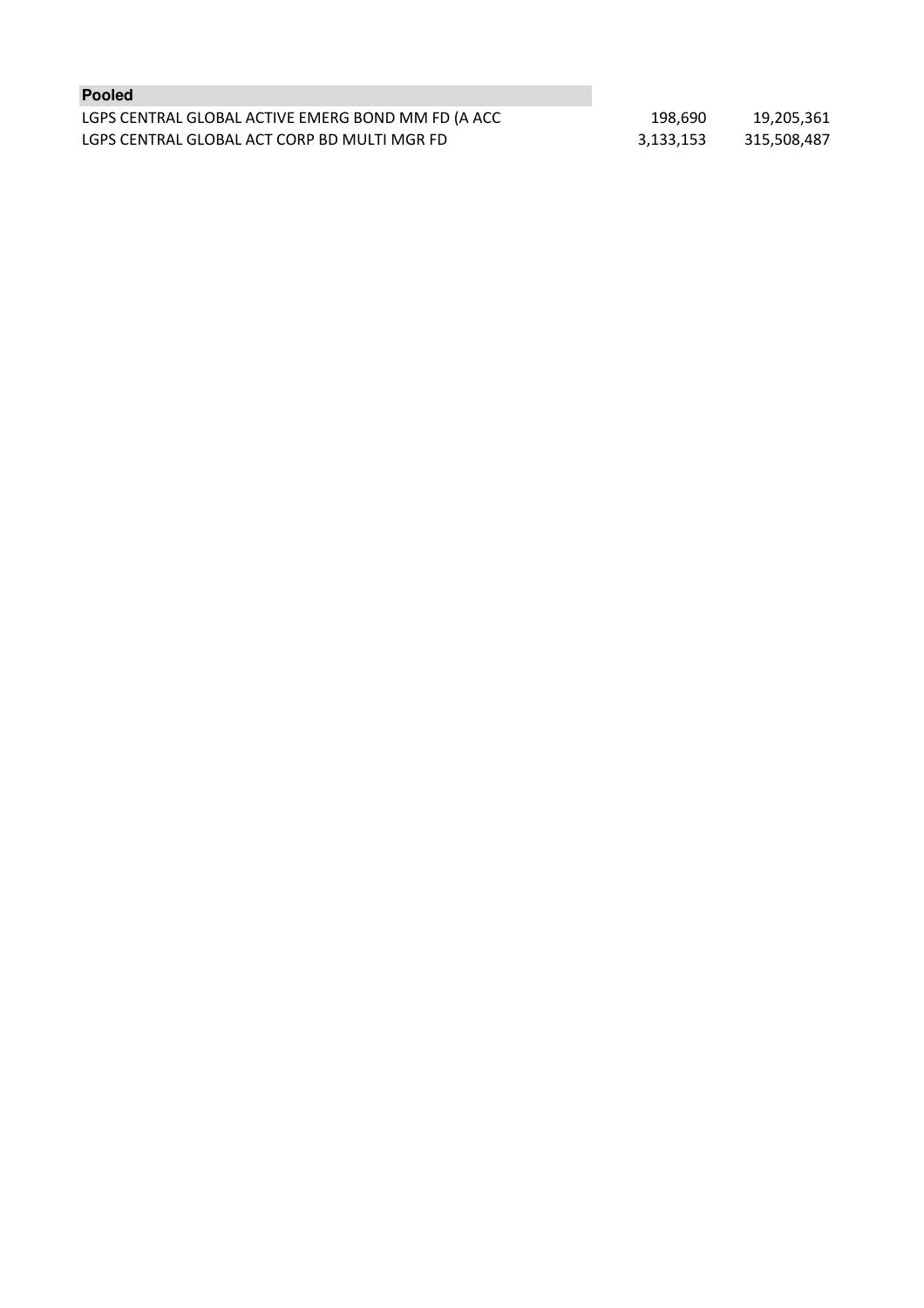| | | |
|---|---|---|
| **Pooled** | | |
| LGPS CENTRAL GLOBAL ACTIVE EMERG BOND MM FD (A ACC | 198,690 | 19,205,361 |
| LGPS CENTRAL GLOBAL ACT CORP BD MULTI MGR FD | 3,133,153 | 315,508,487 |